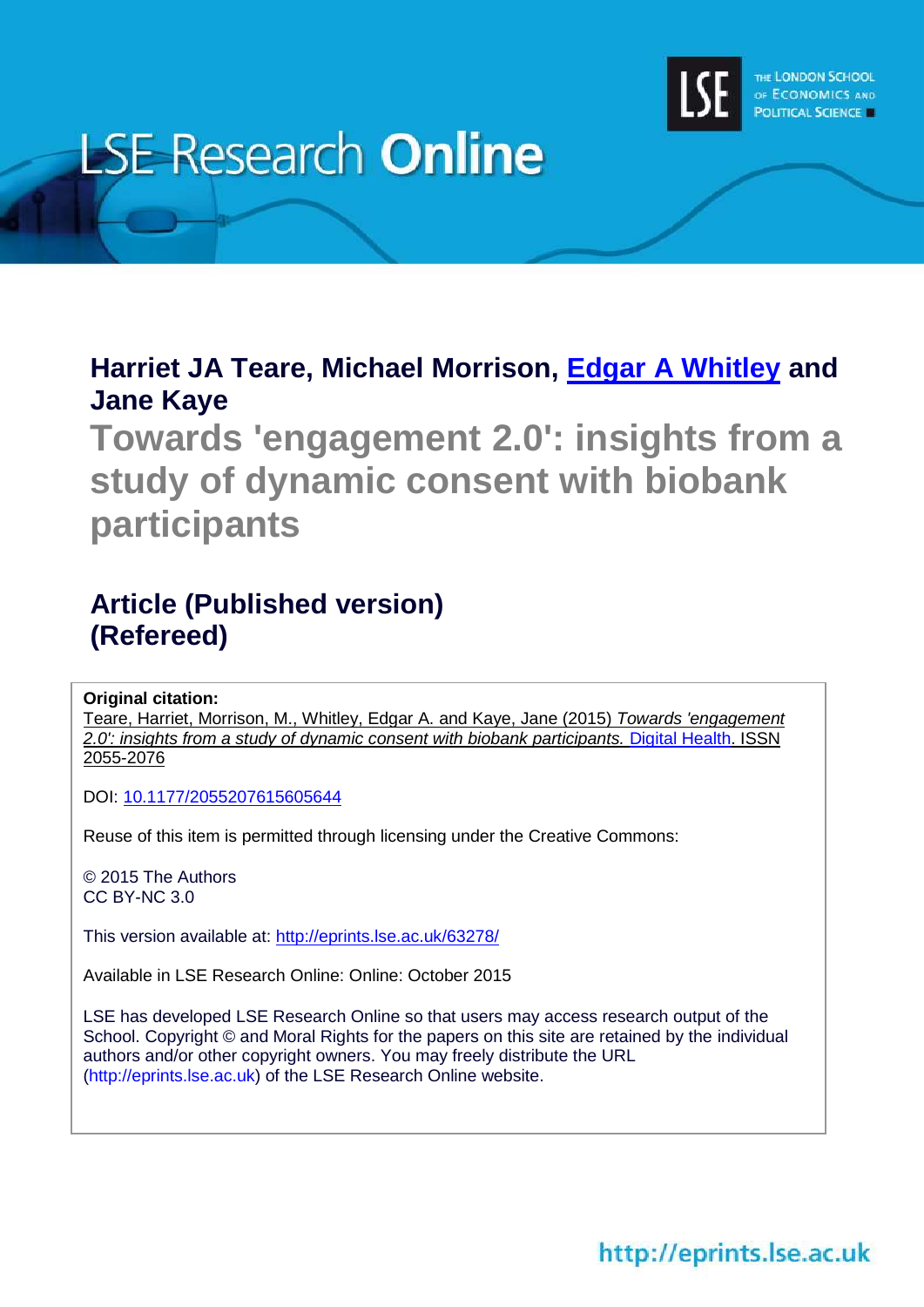# LSE Research Online

THE LONDON SCHOOL OF ECONOMICS AND POLITICAL SCIENCE

**Harriet JA Teare, Michael Morrison, Edgar A Whitley and Jane Kaye**

## Towards 'engagement 2.0': insights from a study of dynamic consent with biobank participants

## Article (Published version) (Refereed)

**Original citation:**
Teare, Harriet, Morrison, M., Whitley, Edgar A. and Kaye, Jane (2015) *Towards 'engagement 2.0': insights from a study of dynamic consent with biobank participants.* Digital Health. ISSN 2055-2076

DOI: 10.1177/2055207615605644

Reuse of this item is permitted through licensing under the Creative Commons:

© 2015 The Authors
CC BY-NC 3.0

This version available at: http://eprints.lse.ac.uk/63278/

Available in LSE Research Online: Online: October 2015

LSE has developed LSE Research Online so that users may access research output of the School. Copyright © and Moral Rights for the papers on this site are retained by the individual authors and/or other copyright owners. You may freely distribute the URL (http://eprints.lse.ac.uk) of the LSE Research Online website.

http://eprints.lse.ac.uk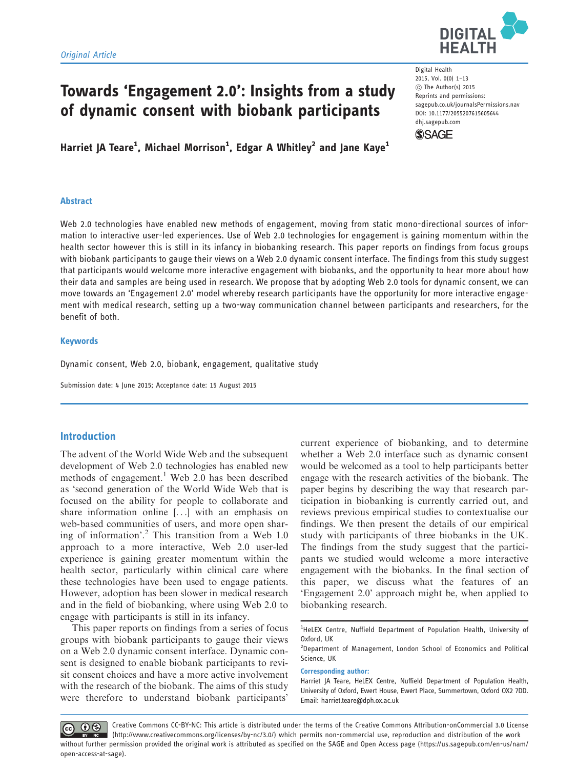*Original Article*

# Towards 'Engagement 2.0': Insights from a study of dynamic consent with biobank participants

**Harriet JA Teare[1], Michael Morrison[1], Edgar A Whitley[2] and Jane Kaye[1]**

Digital Health
2015, Vol. 0(0) 1–13
© The Author(s) 2015
Reprints and permissions:
sagepub.co.uk/journalsPermissions.nav
DOI: 10.1177/2055207615605644
dhj.sagepub.com

### Abstract

Web 2.0 technologies have enabled new methods of engagement, moving from static mono-directional sources of information to interactive user-led experiences. Use of Web 2.0 technologies for engagement is gaining momentum within the health sector however this is still in its infancy in biobanking research. This paper reports on findings from focus groups with biobank participants to gauge their views on a Web 2.0 dynamic consent interface. The findings from this study suggest that participants would welcome more interactive engagement with biobanks, and the opportunity to hear more about how their data and samples are being used in research. We propose that by adopting Web 2.0 tools for dynamic consent, we can move towards an 'Engagement 2.0' model whereby research participants have the opportunity for more interactive engagement with medical research, setting up a two-way communication channel between participants and researchers, for the benefit of both.

### Keywords

Dynamic consent, Web 2.0, biobank, engagement, qualitative study

Submission date: 4 June 2015; Acceptance date: 15 August 2015

## Introduction

The advent of the World Wide Web and the subsequent development of Web 2.0 technologies has enabled new methods of engagement.[1] Web 2.0 has been described as 'second generation of the World Wide Web that is focused on the ability for people to collaborate and share information online [...] with an emphasis on web-based communities of users, and more open sharing of information'.[2] This transition from a Web 1.0 approach to a more interactive, Web 2.0 user-led experience is gaining greater momentum within the health sector, particularly within clinical care where these technologies have been used to engage patients. However, adoption has been slower in medical research and in the field of biobanking, where using Web 2.0 to engage with participants is still in its infancy.

This paper reports on findings from a series of focus groups with biobank participants to gauge their views on a Web 2.0 dynamic consent interface. Dynamic consent is designed to enable biobank participants to revisit consent choices and have a more active involvement with the research of the biobank. The aims of this study were therefore to understand biobank participants' current experience of biobanking, and to determine whether a Web 2.0 interface such as dynamic consent would be welcomed as a tool to help participants better engage with the research activities of the biobank. The paper begins by describing the way that research participation in biobanking is currently carried out, and reviews previous empirical studies to contextualise our findings. We then present the details of our empirical study with participants of three biobanks in the UK. The findings from the study suggest that the participants we studied would welcome a more interactive engagement with the biobanks. In the final section of this paper, we discuss what the features of an 'Engagement 2.0' approach might be, when applied to biobanking research.

[1]HeLEX Centre, Nuffield Department of Population Health, University of Oxford, UK
[2]Department of Management, London School of Economics and Political Science, UK

**Corresponding author:**
Harriet JA Teare, HeLEX Centre, Nuffield Department of Population Health, University of Oxford, Ewert House, Ewert Place, Summertown, Oxford OX2 7DD.
Email: harriet.teare@dph.ox.ac.uk

Creative Commons CC-BY-NC: This article is distributed under the terms of the Creative Commons Attribution-onCommercial 3.0 License (http://www.creativecommons.org/licenses/by-nc/3.0/) which permits non-commercial use, reproduction and distribution of the work without further permission provided the original work is attributed as specified on the SAGE and Open Access page (https://us.sagepub.com/en-us/nam/open-access-at-sage).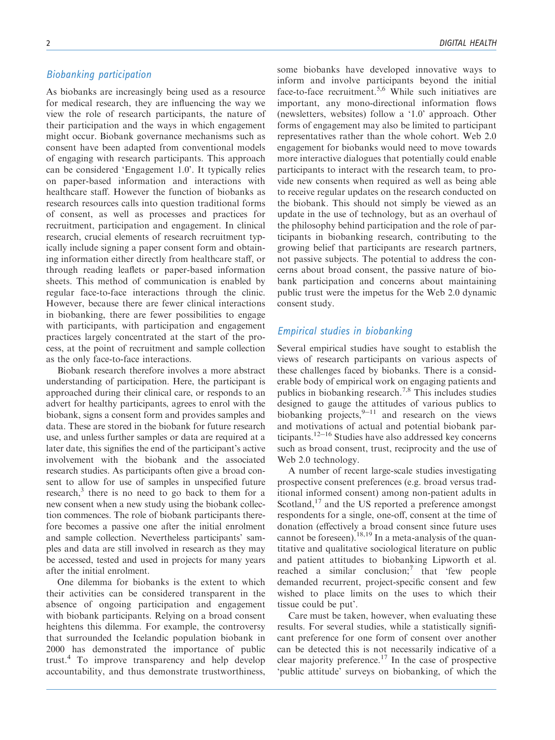## *Biobanking participation*

As biobanks are increasingly being used as a resource for medical research, they are influencing the way we view the role of research participants, the nature of their participation and the ways in which engagement might occur. Biobank governance mechanisms such as consent have been adapted from conventional models of engaging with research participants. This approach can be considered 'Engagement 1.0'. It typically relies on paper-based information and interactions with healthcare staff. However the function of biobanks as research resources calls into question traditional forms of consent, as well as processes and practices for recruitment, participation and engagement. In clinical research, crucial elements of research recruitment typically include signing a paper consent form and obtaining information either directly from healthcare staff, or through reading leaflets or paper-based information sheets. This method of communication is enabled by regular face-to-face interactions through the clinic. However, because there are fewer clinical interactions in biobanking, there are fewer possibilities to engage with participants, with participation and engagement practices largely concentrated at the start of the process, at the point of recruitment and sample collection as the only face-to-face interactions.

Biobank research therefore involves a more abstract understanding of participation. Here, the participant is approached during their clinical care, or responds to an advert for healthy participants, agrees to enrol with the biobank, signs a consent form and provides samples and data. These are stored in the biobank for future research use, and unless further samples or data are required at a later date, this signifies the end of the participant's active involvement with the biobank and the associated research studies. As participants often give a broad consent to allow for use of samples in unspecified future research,[3] there is no need to go back to them for a new consent when a new study using the biobank collection commences. The role of biobank participants therefore becomes a passive one after the initial enrolment and sample collection. Nevertheless participants' samples and data are still involved in research as they may be accessed, tested and used in projects for many years after the initial enrolment.

One dilemma for biobanks is the extent to which their activities can be considered transparent in the absence of ongoing participation and engagement with biobank participants. Relying on a broad consent heightens this dilemma. For example, the controversy that surrounded the Icelandic population biobank in 2000 has demonstrated the importance of public trust.[4] To improve transparency and help develop accountability, and thus demonstrate trustworthiness, some biobanks have developed innovative ways to inform and involve participants beyond the initial face-to-face recruitment.[5,6] While such initiatives are important, any mono-directional information flows (newsletters, websites) follow a '1.0' approach. Other forms of engagement may also be limited to participant representatives rather than the whole cohort. Web 2.0 engagement for biobanks would need to move towards more interactive dialogues that potentially could enable participants to interact with the research team, to provide new consents when required as well as being able to receive regular updates on the research conducted on the biobank. This should not simply be viewed as an update in the use of technology, but as an overhaul of the philosophy behind participation and the role of participants in biobanking research, contributing to the growing belief that participants are research partners, not passive subjects. The potential to address the concerns about broad consent, the passive nature of biobank participation and concerns about maintaining public trust were the impetus for the Web 2.0 dynamic consent study.

## *Empirical studies in biobanking*

Several empirical studies have sought to establish the views of research participants on various aspects of these challenges faced by biobanks. There is a considerable body of empirical work on engaging patients and publics in biobanking research.[7,8] This includes studies designed to gauge the attitudes of various publics to biobanking projects,[9–11] and research on the views and motivations of actual and potential biobank participants.[12–16] Studies have also addressed key concerns such as broad consent, trust, reciprocity and the use of Web 2.0 technology.

A number of recent large-scale studies investigating prospective consent preferences (e.g. broad versus traditional informed consent) among non-patient adults in Scotland,[17] and the US reported a preference amongst respondents for a single, one-off, consent at the time of donation (effectively a broad consent since future uses cannot be foreseen).[18,19] In a meta-analysis of the quantitative and qualitative sociological literature on public and patient attitudes to biobanking Lipworth et al. reached a similar conclusion;[7] that 'few people demanded recurrent, project-specific consent and few wished to place limits on the uses to which their tissue could be put'.

Care must be taken, however, when evaluating these results. For several studies, while a statistically significant preference for one form of consent over another can be detected this is not necessarily indicative of a clear majority preference.[17] In the case of prospective 'public attitude' surveys on biobanking, of which the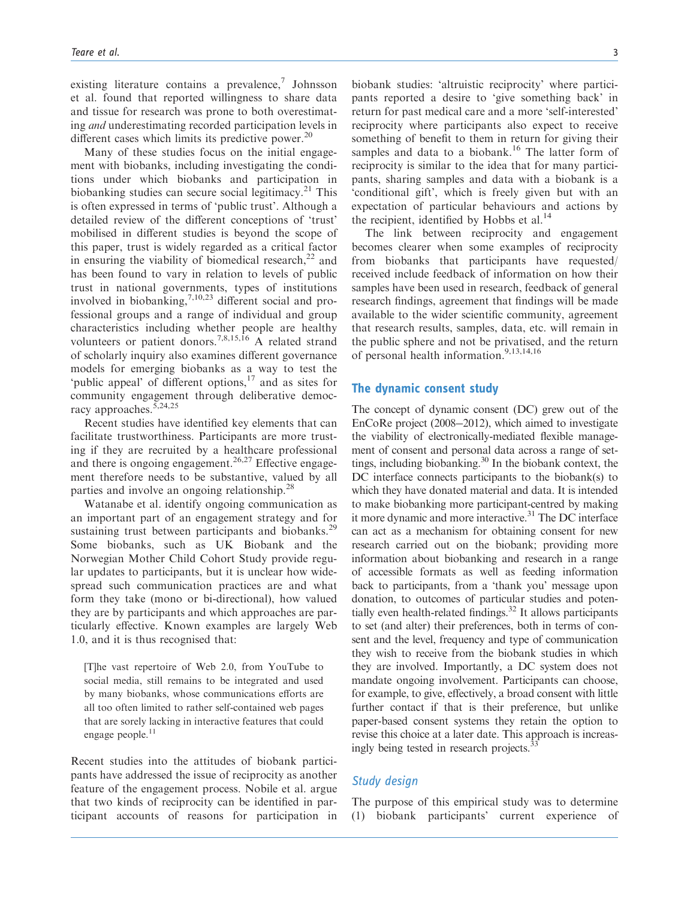existing literature contains a prevalence,[7] Johnsson et al. found that reported willingness to share data and tissue for research was prone to both overestimating *and* underestimating recorded participation levels in different cases which limits its predictive power.[20]

Many of these studies focus on the initial engagement with biobanks, including investigating the conditions under which biobanks and participation in biobanking studies can secure social legitimacy.[21] This is often expressed in terms of 'public trust'. Although a detailed review of the different conceptions of 'trust' mobilised in different studies is beyond the scope of this paper, trust is widely regarded as a critical factor in ensuring the viability of biomedical research,[22] and has been found to vary in relation to levels of public trust in national governments, types of institutions involved in biobanking,[7,10,23] different social and professional groups and a range of individual and group characteristics including whether people are healthy volunteers or patient donors.[7,8,15,16] A related strand of scholarly inquiry also examines different governance models for emerging biobanks as a way to test the 'public appeal' of different options,[17] and as sites for community engagement through deliberative democracy approaches.[5,24,25]

Recent studies have identified key elements that can facilitate trustworthiness. Participants are more trusting if they are recruited by a healthcare professional and there is ongoing engagement.[26,27] Effective engagement therefore needs to be substantive, valued by all parties and involve an ongoing relationship.[28]

Watanabe et al. identify ongoing communication as an important part of an engagement strategy and for sustaining trust between participants and biobanks.[29] Some biobanks, such as UK Biobank and the Norwegian Mother Child Cohort Study provide regular updates to participants, but it is unclear how widespread such communication practices are and what form they take (mono or bi-directional), how valued they are by participants and which approaches are particularly effective. Known examples are largely Web 1.0, and it is thus recognised that:

> [T]he vast repertoire of Web 2.0, from YouTube to social media, still remains to be integrated and used by many biobanks, whose communications efforts are all too often limited to rather self-contained web pages that are sorely lacking in interactive features that could engage people.[11]

Recent studies into the attitudes of biobank participants have addressed the issue of reciprocity as another feature of the engagement process. Nobile et al. argue that two kinds of reciprocity can be identified in participant accounts of reasons for participation in biobank studies: 'altruistic reciprocity' where participants reported a desire to 'give something back' in return for past medical care and a more 'self-interested' reciprocity where participants also expect to receive something of benefit to them in return for giving their samples and data to a biobank.[16] The latter form of reciprocity is similar to the idea that for many participants, sharing samples and data with a biobank is a 'conditional gift', which is freely given but with an expectation of particular behaviours and actions by the recipient, identified by Hobbs et al.[14]

The link between reciprocity and engagement becomes clearer when some examples of reciprocity from biobanks that participants have requested/received include feedback of information on how their samples have been used in research, feedback of general research findings, agreement that findings will be made available to the wider scientific community, agreement that research results, samples, data, etc. will remain in the public sphere and not be privatised, and the return of personal health information.[9,13,14,16]

## The dynamic consent study

The concept of dynamic consent (DC) grew out of the EnCoRe project (2008–2012), which aimed to investigate the viability of electronically-mediated flexible management of consent and personal data across a range of settings, including biobanking.[30] In the biobank context, the DC interface connects participants to the biobank(s) to which they have donated material and data. It is intended to make biobanking more participant-centred by making it more dynamic and more interactive.[31] The DC interface can act as a mechanism for obtaining consent for new research carried out on the biobank; providing more information about biobanking and research in a range of accessible formats as well as feeding information back to participants, from a 'thank you' message upon donation, to outcomes of particular studies and potentially even health-related findings.[32] It allows participants to set (and alter) their preferences, both in terms of consent and the level, frequency and type of communication they wish to receive from the biobank studies in which they are involved. Importantly, a DC system does not mandate ongoing involvement. Participants can choose, for example, to give, effectively, a broad consent with little further contact if that is their preference, but unlike paper-based consent systems they retain the option to revise this choice at a later date. This approach is increasingly being tested in research projects.[33]

### *Study design*

The purpose of this empirical study was to determine (1) biobank participants' current experience of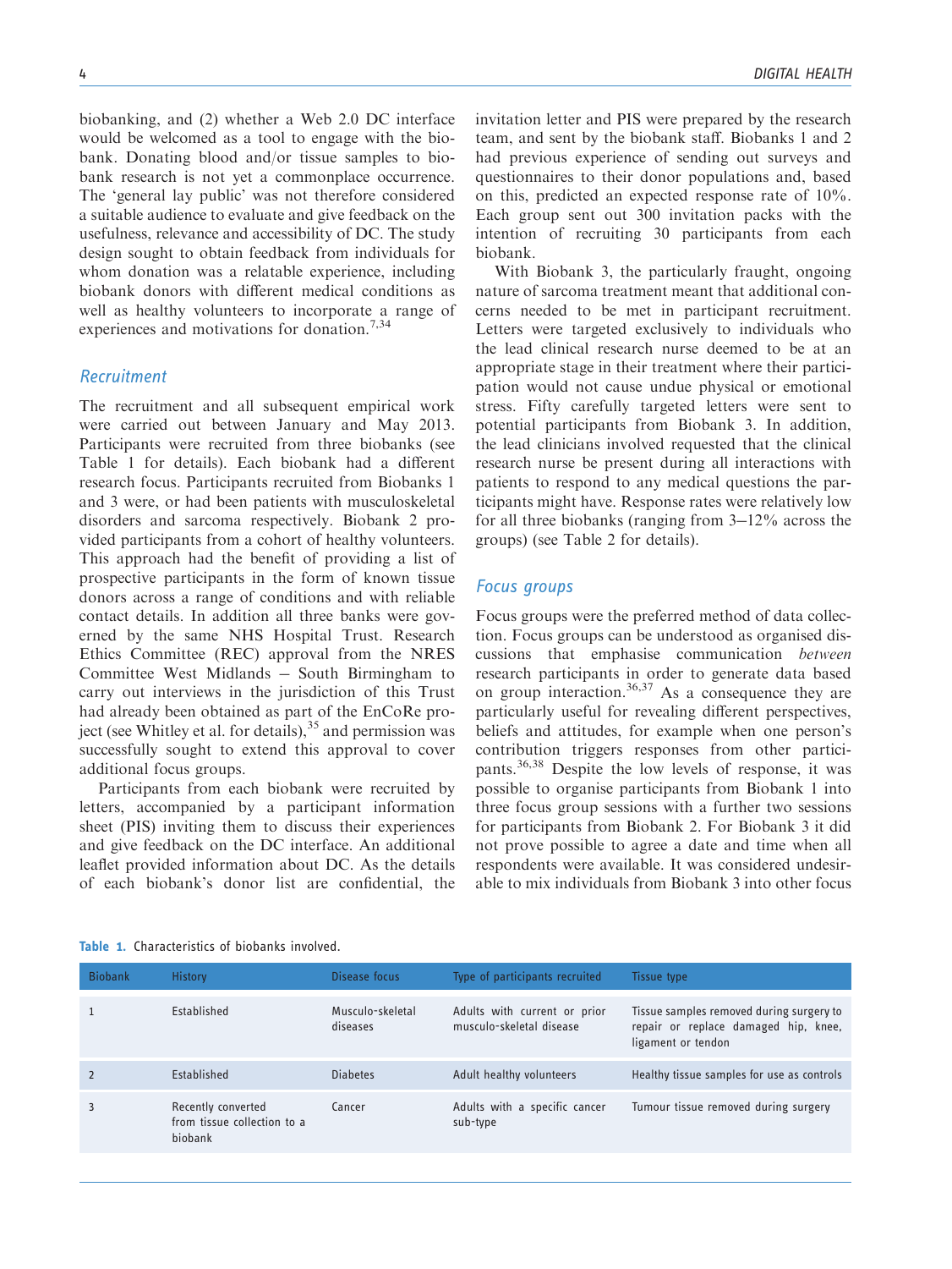biobanking, and (2) whether a Web 2.0 DC interface would be welcomed as a tool to engage with the biobank. Donating blood and/or tissue samples to biobank research is not yet a commonplace occurrence. The 'general lay public' was not therefore considered a suitable audience to evaluate and give feedback on the usefulness, relevance and accessibility of DC. The study design sought to obtain feedback from individuals for whom donation was a relatable experience, including biobank donors with different medical conditions as well as healthy volunteers to incorporate a range of experiences and motivations for donation.[7,34]

## Recruitment

The recruitment and all subsequent empirical work were carried out between January and May 2013. Participants were recruited from three biobanks (see Table 1 for details). Each biobank had a different research focus. Participants recruited from Biobanks 1 and 3 were, or had been patients with musculoskeletal disorders and sarcoma respectively. Biobank 2 provided participants from a cohort of healthy volunteers. This approach had the benefit of providing a list of prospective participants in the form of known tissue donors across a range of conditions and with reliable contact details. In addition all three banks were governed by the same NHS Hospital Trust. Research Ethics Committee (REC) approval from the NRES Committee West Midlands – South Birmingham to carry out interviews in the jurisdiction of this Trust had already been obtained as part of the EnCoRe project (see Whitley et al. for details),[35] and permission was successfully sought to extend this approval to cover additional focus groups.

Participants from each biobank were recruited by letters, accompanied by a participant information sheet (PIS) inviting them to discuss their experiences and give feedback on the DC interface. An additional leaflet provided information about DC. As the details of each biobank's donor list are confidential, the invitation letter and PIS were prepared by the research team, and sent by the biobank staff. Biobanks 1 and 2 had previous experience of sending out surveys and questionnaires to their donor populations and, based on this, predicted an expected response rate of 10%. Each group sent out 300 invitation packs with the intention of recruiting 30 participants from each biobank.

With Biobank 3, the particularly fraught, ongoing nature of sarcoma treatment meant that additional concerns needed to be met in participant recruitment. Letters were targeted exclusively to individuals who the lead clinical research nurse deemed to be at an appropriate stage in their treatment where their participation would not cause undue physical or emotional stress. Fifty carefully targeted letters were sent to potential participants from Biobank 3. In addition, the lead clinicians involved requested that the clinical research nurse be present during all interactions with patients to respond to any medical questions the participants might have. Response rates were relatively low for all three biobanks (ranging from 3–12% across the groups) (see Table 2 for details).

## Focus groups

Focus groups were the preferred method of data collection. Focus groups can be understood as organised discussions that emphasise communication *between* research participants in order to generate data based on group interaction.[36,37] As a consequence they are particularly useful for revealing different perspectives, beliefs and attitudes, for example when one person's contribution triggers responses from other participants.[36,38] Despite the low levels of response, it was possible to organise participants from Biobank 1 into three focus group sessions with a further two sessions for participants from Biobank 2. For Biobank 3 it did not prove possible to agree a date and time when all respondents were available. It was considered undesirable to mix individuals from Biobank 3 into other focus

**Table 1.** Characteristics of biobanks involved.

| Biobank | History | Disease focus | Type of participants recruited | Tissue type |
|---|---|---|---|---|
| 1 | Established | Musculo-skeletal diseases | Adults with current or prior musculo-skeletal disease | Tissue samples removed during surgery to repair or replace damaged hip, knee, ligament or tendon |
| 2 | Established | Diabetes | Adult healthy volunteers | Healthy tissue samples for use as controls |
| 3 | Recently converted from tissue collection to a biobank | Cancer | Adults with a specific cancer sub-type | Tumour tissue removed during surgery |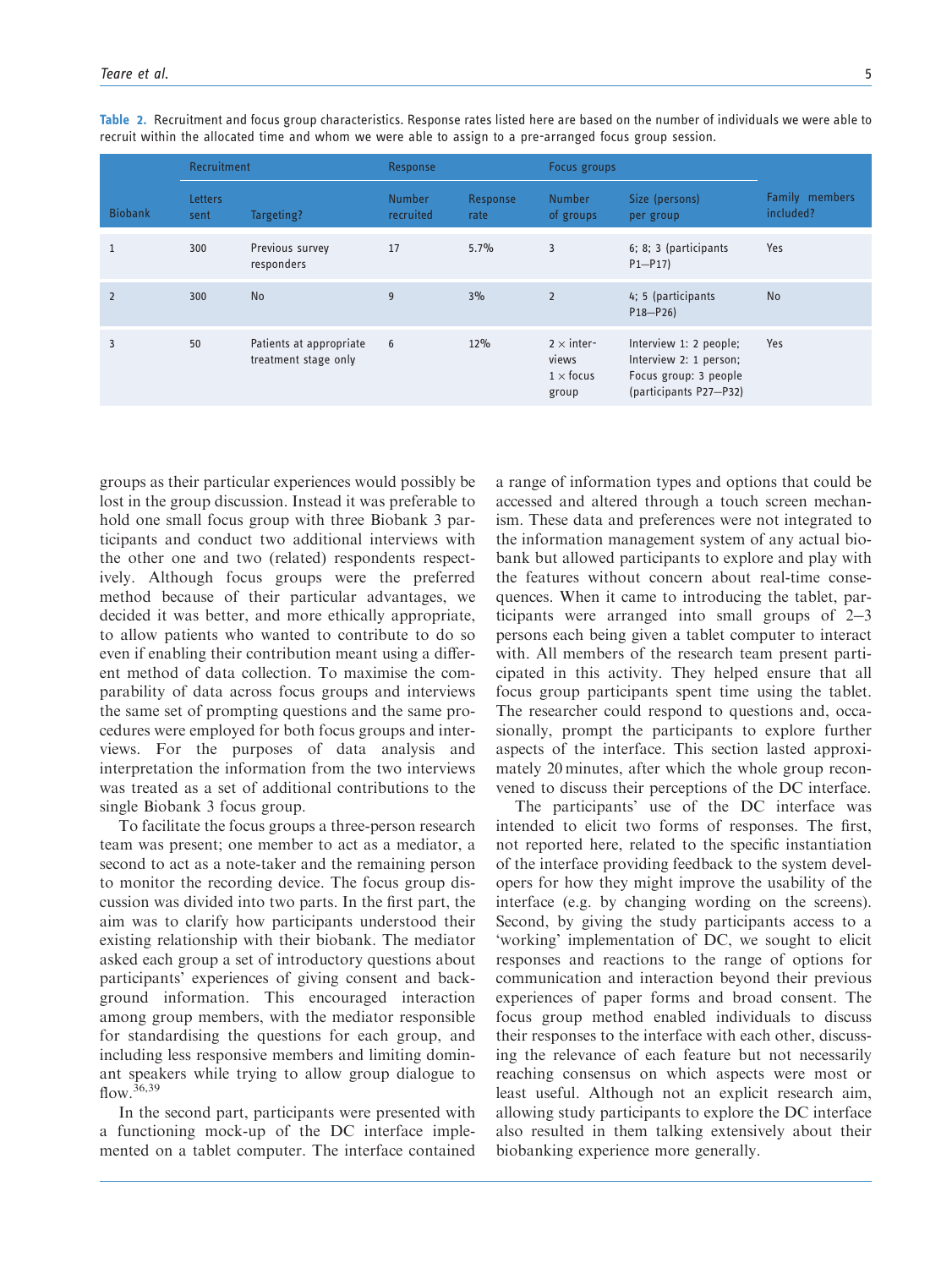**Table 2.** Recruitment and focus group characteristics. Response rates listed here are based on the number of individuals we were able to recruit within the allocated time and whom we were able to assign to a pre-arranged focus group session.

| Biobank | Recruitment | | Response | | Focus groups | | Family members included? |
|---|---|---|---|---|---|---|---|
| | Letters sent | Targeting? | Number recruited | Response rate | Number of groups | Size (persons) per group | |
| 1 | 300 | Previous survey responders | 17 | 5.7% | 3 | 6; 8; 3 (participants P1–P17) | Yes |
| 2 | 300 | No | 9 | 3% | 2 | 4; 5 (participants P18–P26) | No |
| 3 | 50 | Patients at appropriate treatment stage only | 6 | 12% | 2 × interviews 1 × focus group | Interview 1: 2 people; Interview 2: 1 person; Focus group: 3 people (participants P27–P32) | Yes |

groups as their particular experiences would possibly be lost in the group discussion. Instead it was preferable to hold one small focus group with three Biobank 3 participants and conduct two additional interviews with the other one and two (related) respondents respectively. Although focus groups were the preferred method because of their particular advantages, we decided it was better, and more ethically appropriate, to allow patients who wanted to contribute to do so even if enabling their contribution meant using a different method of data collection. To maximise the comparability of data across focus groups and interviews the same set of prompting questions and the same procedures were employed for both focus groups and interviews. For the purposes of data analysis and interpretation the information from the two interviews was treated as a set of additional contributions to the single Biobank 3 focus group.

To facilitate the focus groups a three-person research team was present; one member to act as a mediator, a second to act as a note-taker and the remaining person to monitor the recording device. The focus group discussion was divided into two parts. In the first part, the aim was to clarify how participants understood their existing relationship with their biobank. The mediator asked each group a set of introductory questions about participants' experiences of giving consent and background information. This encouraged interaction among group members, with the mediator responsible for standardising the questions for each group, and including less responsive members and limiting dominant speakers while trying to allow group dialogue to flow.[36,39]

In the second part, participants were presented with a functioning mock-up of the DC interface implemented on a tablet computer. The interface contained a range of information types and options that could be accessed and altered through a touch screen mechanism. These data and preferences were not integrated to the information management system of any actual biobank but allowed participants to explore and play with the features without concern about real-time consequences. When it came to introducing the tablet, participants were arranged into small groups of 2–3 persons each being given a tablet computer to interact with. All members of the research team present participated in this activity. They helped ensure that all focus group participants spent time using the tablet. The researcher could respond to questions and, occasionally, prompt the participants to explore further aspects of the interface. This section lasted approximately 20 minutes, after which the whole group reconvened to discuss their perceptions of the DC interface.

The participants' use of the DC interface was intended to elicit two forms of responses. The first, not reported here, related to the specific instantiation of the interface providing feedback to the system developers for how they might improve the usability of the interface (e.g. by changing wording on the screens). Second, by giving the study participants access to a 'working' implementation of DC, we sought to elicit responses and reactions to the range of options for communication and interaction beyond their previous experiences of paper forms and broad consent. The focus group method enabled individuals to discuss their responses to the interface with each other, discussing the relevance of each feature but not necessarily reaching consensus on which aspects were most or least useful. Although not an explicit research aim, allowing study participants to explore the DC interface also resulted in them talking extensively about their biobanking experience more generally.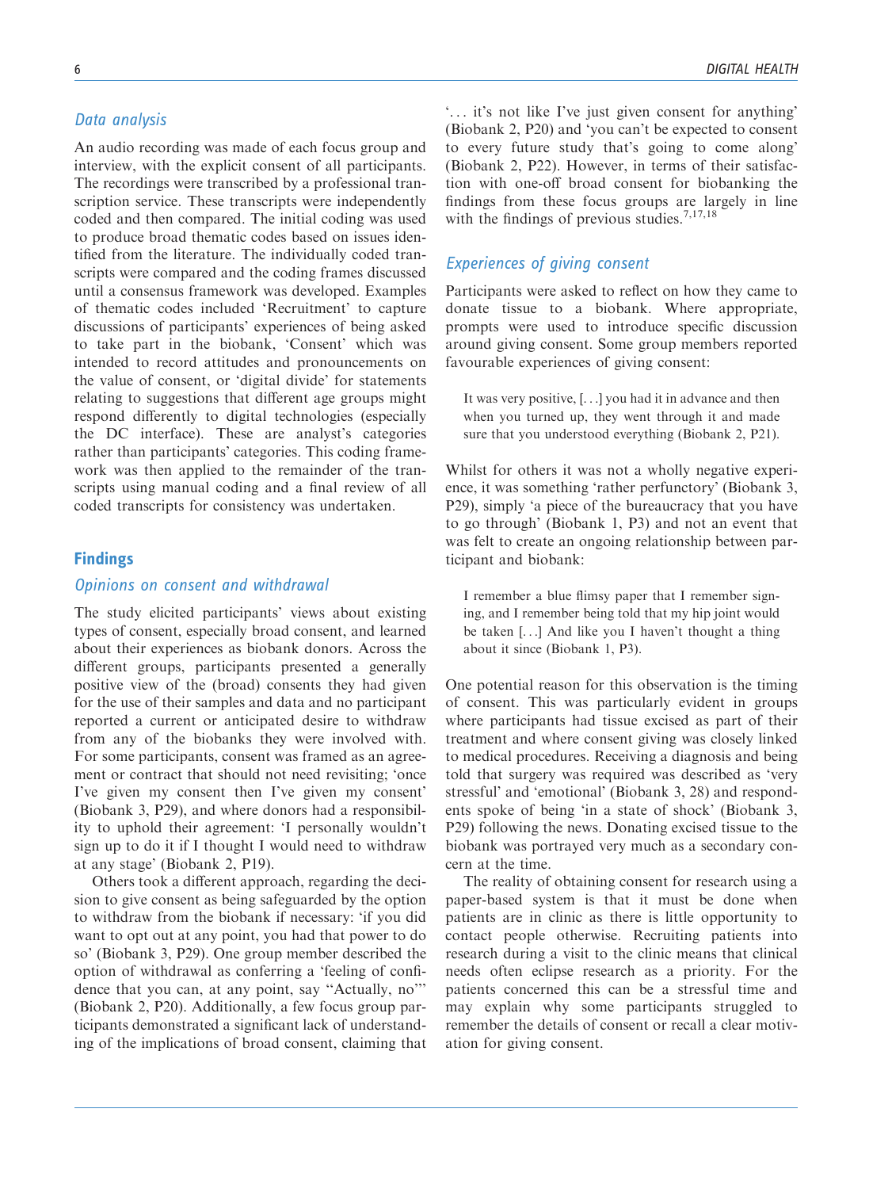## Data analysis

An audio recording was made of each focus group and interview, with the explicit consent of all participants. The recordings were transcribed by a professional transcription service. These transcripts were independently coded and then compared. The initial coding was used to produce broad thematic codes based on issues identified from the literature. The individually coded transcripts were compared and the coding frames discussed until a consensus framework was developed. Examples of thematic codes included 'Recruitment' to capture discussions of participants' experiences of being asked to take part in the biobank, 'Consent' which was intended to record attitudes and pronouncements on the value of consent, or 'digital divide' for statements relating to suggestions that different age groups might respond differently to digital technologies (especially the DC interface). These are analyst's categories rather than participants' categories. This coding framework was then applied to the remainder of the transcripts using manual coding and a final review of all coded transcripts for consistency was undertaken.

# Findings

## Opinions on consent and withdrawal

The study elicited participants' views about existing types of consent, especially broad consent, and learned about their experiences as biobank donors. Across the different groups, participants presented a generally positive view of the (broad) consents they had given for the use of their samples and data and no participant reported a current or anticipated desire to withdraw from any of the biobanks they were involved with. For some participants, consent was framed as an agreement or contract that should not need revisiting; 'once I've given my consent then I've given my consent' (Biobank 3, P29), and where donors had a responsibility to uphold their agreement: 'I personally wouldn't sign up to do it if I thought I would need to withdraw at any stage' (Biobank 2, P19).

Others took a different approach, regarding the decision to give consent as being safeguarded by the option to withdraw from the biobank if necessary: 'if you did want to opt out at any point, you had that power to do so' (Biobank 3, P29). One group member described the option of withdrawal as conferring a 'feeling of confidence that you can, at any point, say "Actually, no"' (Biobank 2, P20). Additionally, a few focus group participants demonstrated a significant lack of understanding of the implications of broad consent, claiming that '... it's not like I've just given consent for anything' (Biobank 2, P20) and 'you can't be expected to consent to every future study that's going to come along' (Biobank 2, P22). However, in terms of their satisfaction with one-off broad consent for biobanking the findings from these focus groups are largely in line with the findings of previous studies.[7,17,18]

## Experiences of giving consent

Participants were asked to reflect on how they came to donate tissue to a biobank. Where appropriate, prompts were used to introduce specific discussion around giving consent. Some group members reported favourable experiences of giving consent:

> It was very positive, [...] you had it in advance and then when you turned up, they went through it and made sure that you understood everything (Biobank 2, P21).

Whilst for others it was not a wholly negative experience, it was something 'rather perfunctory' (Biobank 3, P29), simply 'a piece of the bureaucracy that you have to go through' (Biobank 1, P3) and not an event that was felt to create an ongoing relationship between participant and biobank:

> I remember a blue flimsy paper that I remember signing, and I remember being told that my hip joint would be taken [...] And like you I haven't thought a thing about it since (Biobank 1, P3).

One potential reason for this observation is the timing of consent. This was particularly evident in groups where participants had tissue excised as part of their treatment and where consent giving was closely linked to medical procedures. Receiving a diagnosis and being told that surgery was required was described as 'very stressful' and 'emotional' (Biobank 3, 28) and respondents spoke of being 'in a state of shock' (Biobank 3, P29) following the news. Donating excised tissue to the biobank was portrayed very much as a secondary concern at the time.

The reality of obtaining consent for research using a paper-based system is that it must be done when patients are in clinic as there is little opportunity to contact people otherwise. Recruiting patients into research during a visit to the clinic means that clinical needs often eclipse research as a priority. For the patients concerned this can be a stressful time and may explain why some participants struggled to remember the details of consent or recall a clear motivation for giving consent.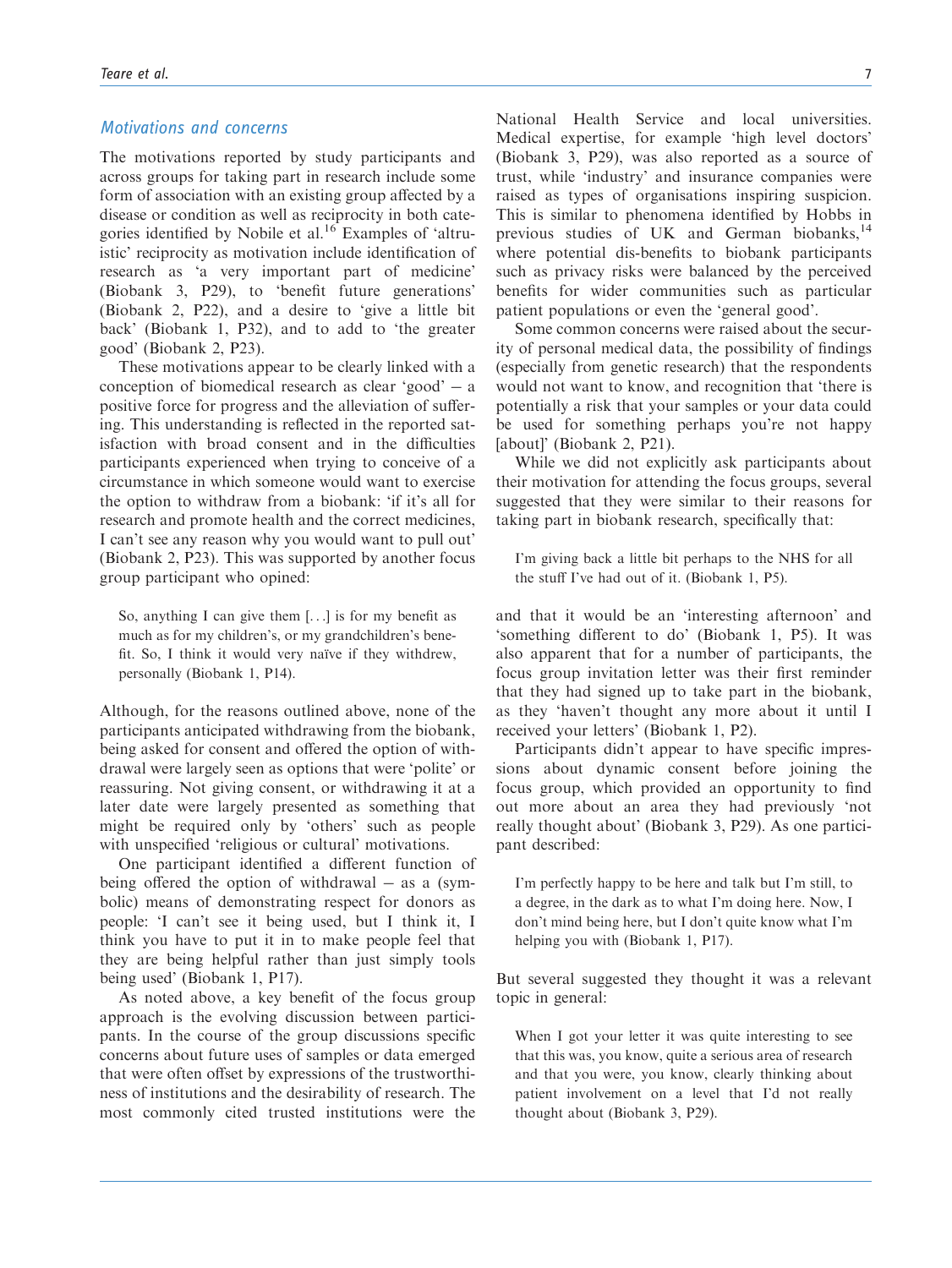### Motivations and concerns

The motivations reported by study participants and across groups for taking part in research include some form of association with an existing group affected by a disease or condition as well as reciprocity in both categories identified by Nobile et al.[16] Examples of 'altruistic' reciprocity as motivation include identification of research as 'a very important part of medicine' (Biobank 3, P29), to 'benefit future generations' (Biobank 2, P22), and a desire to 'give a little bit back' (Biobank 1, P32), and to add to 'the greater good' (Biobank 2, P23).

These motivations appear to be clearly linked with a conception of biomedical research as clear 'good' – a positive force for progress and the alleviation of suffering. This understanding is reflected in the reported satisfaction with broad consent and in the difficulties participants experienced when trying to conceive of a circumstance in which someone would want to exercise the option to withdraw from a biobank: 'if it's all for research and promote health and the correct medicines, I can't see any reason why you would want to pull out' (Biobank 2, P23). This was supported by another focus group participant who opined:

> So, anything I can give them [...] is for my benefit as much as for my children's, or my grandchildren's benefit. So, I think it would very naïve if they withdrew, personally (Biobank 1, P14).

Although, for the reasons outlined above, none of the participants anticipated withdrawing from the biobank, being asked for consent and offered the option of withdrawal were largely seen as options that were 'polite' or reassuring. Not giving consent, or withdrawing it at a later date were largely presented as something that might be required only by 'others' such as people with unspecified 'religious or cultural' motivations.

One participant identified a different function of being offered the option of withdrawal – as a (symbolic) means of demonstrating respect for donors as people: 'I can't see it being used, but I think it, I think you have to put it in to make people feel that they are being helpful rather than just simply tools being used' (Biobank 1, P17).

As noted above, a key benefit of the focus group approach is the evolving discussion between participants. In the course of the group discussions specific concerns about future uses of samples or data emerged that were often offset by expressions of the trustworthiness of institutions and the desirability of research. The most commonly cited trusted institutions were the National Health Service and local universities. Medical expertise, for example 'high level doctors' (Biobank 3, P29), was also reported as a source of trust, while 'industry' and insurance companies were raised as types of organisations inspiring suspicion. This is similar to phenomena identified by Hobbs in previous studies of UK and German biobanks,[14] where potential dis-benefits to biobank participants such as privacy risks were balanced by the perceived benefits for wider communities such as particular patient populations or even the 'general good'.

Some common concerns were raised about the security of personal medical data, the possibility of findings (especially from genetic research) that the respondents would not want to know, and recognition that 'there is potentially a risk that your samples or your data could be used for something perhaps you're not happy [about]' (Biobank 2, P21).

While we did not explicitly ask participants about their motivation for attending the focus groups, several suggested that they were similar to their reasons for taking part in biobank research, specifically that:

> I'm giving back a little bit perhaps to the NHS for all the stuff I've had out of it. (Biobank 1, P5).

and that it would be an 'interesting afternoon' and 'something different to do' (Biobank 1, P5). It was also apparent that for a number of participants, the focus group invitation letter was their first reminder that they had signed up to take part in the biobank, as they 'haven't thought any more about it until I received your letters' (Biobank 1, P2).

Participants didn't appear to have specific impressions about dynamic consent before joining the focus group, which provided an opportunity to find out more about an area they had previously 'not really thought about' (Biobank 3, P29). As one participant described:

> I'm perfectly happy to be here and talk but I'm still, to a degree, in the dark as to what I'm doing here. Now, I don't mind being here, but I don't quite know what I'm helping you with (Biobank 1, P17).

But several suggested they thought it was a relevant topic in general:

> When I got your letter it was quite interesting to see that this was, you know, quite a serious area of research and that you were, you know, clearly thinking about patient involvement on a level that I'd not really thought about (Biobank 3, P29).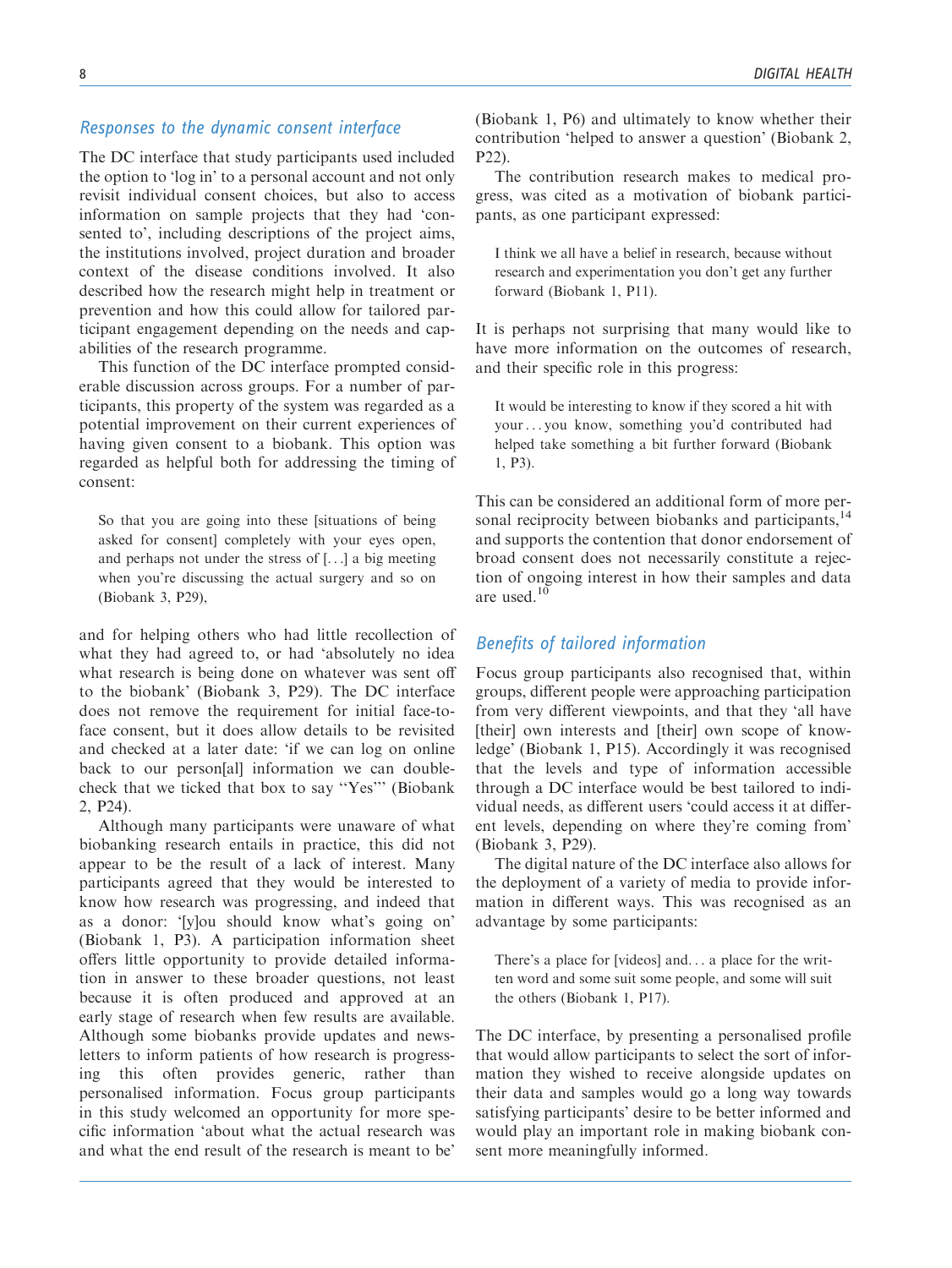### *Responses to the dynamic consent interface*

The DC interface that study participants used included the option to 'log in' to a personal account and not only revisit individual consent choices, but also to access information on sample projects that they had 'consented to', including descriptions of the project aims, the institutions involved, project duration and broader context of the disease conditions involved. It also described how the research might help in treatment or prevention and how this could allow for tailored participant engagement depending on the needs and capabilities of the research programme.

This function of the DC interface prompted considerable discussion across groups. For a number of participants, this property of the system was regarded as a potential improvement on their current experiences of having given consent to a biobank. This option was regarded as helpful both for addressing the timing of consent:

> So that you are going into these [situations of being asked for consent] completely with your eyes open, and perhaps not under the stress of [...] a big meeting when you're discussing the actual surgery and so on (Biobank 3, P29),

and for helping others who had little recollection of what they had agreed to, or had 'absolutely no idea what research is being done on whatever was sent off to the biobank' (Biobank 3, P29). The DC interface does not remove the requirement for initial face-to-face consent, but it does allow details to be revisited and checked at a later date: 'if we can log on online back to our person[al] information we can double-check that we ticked that box to say "Yes"' (Biobank 2, P24).

Although many participants were unaware of what biobanking research entails in practice, this did not appear to be the result of a lack of interest. Many participants agreed that they would be interested to know how research was progressing, and indeed that as a donor: '[y]ou should know what's going on' (Biobank 1, P3). A participation information sheet offers little opportunity to provide detailed information in answer to these broader questions, not least because it is often produced and approved at an early stage of research when few results are available. Although some biobanks provide updates and newsletters to inform patients of how research is progressing this often provides generic, rather than personalised information. Focus group participants in this study welcomed an opportunity for more specific information 'about what the actual research was and what the end result of the research is meant to be' (Biobank 1, P6) and ultimately to know whether their contribution 'helped to answer a question' (Biobank 2, P22).

The contribution research makes to medical progress, was cited as a motivation of biobank participants, as one participant expressed:

> I think we all have a belief in research, because without research and experimentation you don't get any further forward (Biobank 1, P11).

It is perhaps not surprising that many would like to have more information on the outcomes of research, and their specific role in this progress:

> It would be interesting to know if they scored a hit with your... you know, something you'd contributed had helped take something a bit further forward (Biobank 1, P3).

This can be considered an additional form of more personal reciprocity between biobanks and participants,[14] and supports the contention that donor endorsement of broad consent does not necessarily constitute a rejection of ongoing interest in how their samples and data are used.[10]

### *Benefits of tailored information*

Focus group participants also recognised that, within groups, different people were approaching participation from very different viewpoints, and that they 'all have [their] own interests and [their] own scope of knowledge' (Biobank 1, P15). Accordingly it was recognised that the levels and type of information accessible through a DC interface would be best tailored to individual needs, as different users 'could access it at different levels, depending on where they're coming from' (Biobank 3, P29).

The digital nature of the DC interface also allows for the deployment of a variety of media to provide information in different ways. This was recognised as an advantage by some participants:

> There's a place for [videos] and... a place for the written word and some suit some people, and some will suit the others (Biobank 1, P17).

The DC interface, by presenting a personalised profile that would allow participants to select the sort of information they wished to receive alongside updates on their data and samples would go a long way towards satisfying participants' desire to be better informed and would play an important role in making biobank consent more meaningfully informed.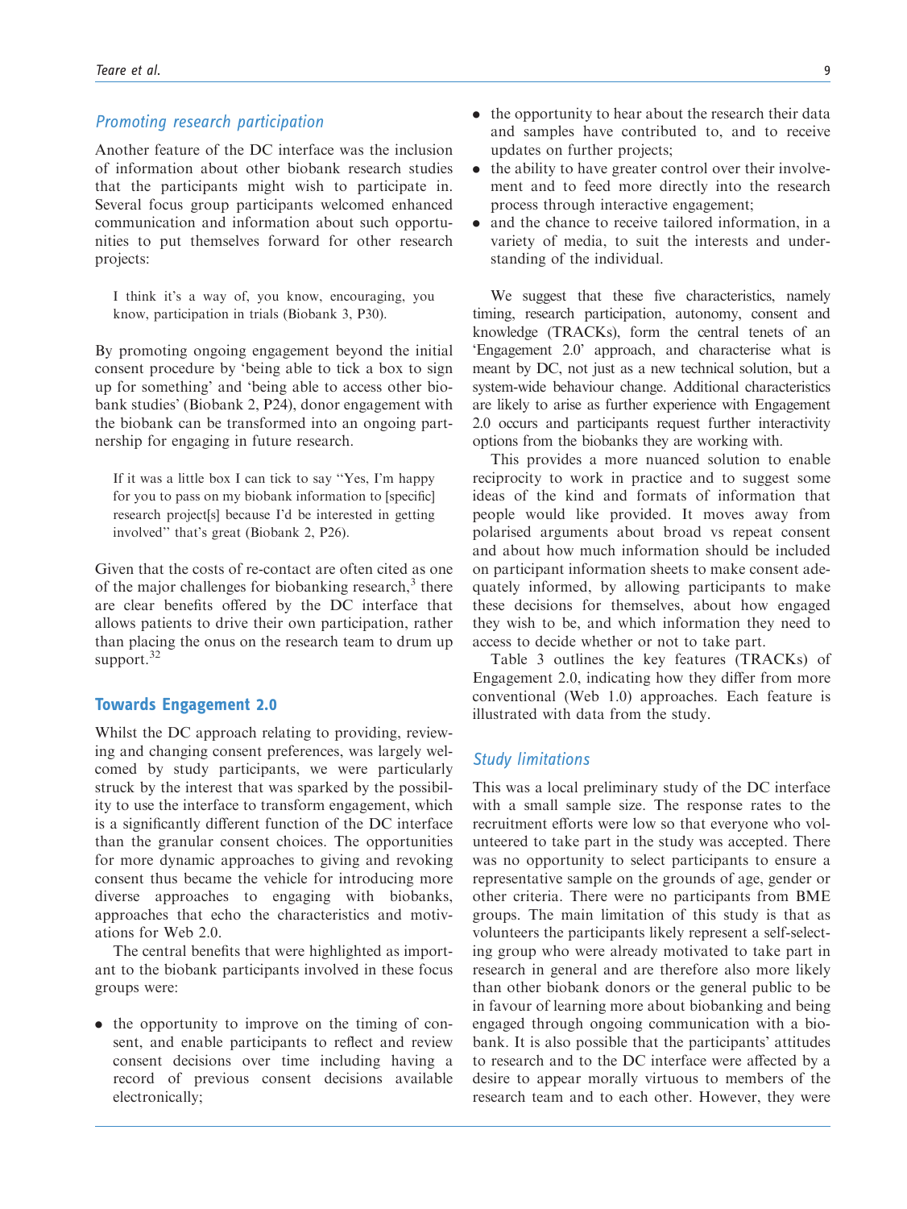### *Promoting research participation*

Another feature of the DC interface was the inclusion of information about other biobank research studies that the participants might wish to participate in. Several focus group participants welcomed enhanced communication and information about such opportunities to put themselves forward for other research projects:

> I think it's a way of, you know, encouraging, you know, participation in trials (Biobank 3, P30).

By promoting ongoing engagement beyond the initial consent procedure by 'being able to tick a box to sign up for something' and 'being able to access other biobank studies' (Biobank 2, P24), donor engagement with the biobank can be transformed into an ongoing partnership for engaging in future research.

> If it was a little box I can tick to say ''Yes, I'm happy for you to pass on my biobank information to [specific] research project[s] because I'd be interested in getting involved'' that's great (Biobank 2, P26).

Given that the costs of re-contact are often cited as one of the major challenges for biobanking research,[3] there are clear benefits offered by the DC interface that allows patients to drive their own participation, rather than placing the onus on the research team to drum up support.[32]

## Towards Engagement 2.0

Whilst the DC approach relating to providing, reviewing and changing consent preferences, was largely welcomed by study participants, we were particularly struck by the interest that was sparked by the possibility to use the interface to transform engagement, which is a significantly different function of the DC interface than the granular consent choices. The opportunities for more dynamic approaches to giving and revoking consent thus became the vehicle for introducing more diverse approaches to engaging with biobanks, approaches that echo the characteristics and motivations for Web 2.0.

The central benefits that were highlighted as important to the biobank participants involved in these focus groups were:

- the opportunity to improve on the timing of consent, and enable participants to reflect and review consent decisions over time including having a record of previous consent decisions available electronically;
- the opportunity to hear about the research their data and samples have contributed to, and to receive updates on further projects;
- the ability to have greater control over their involvement and to feed more directly into the research process through interactive engagement;
- and the chance to receive tailored information, in a variety of media, to suit the interests and understanding of the individual.

We suggest that these five characteristics, namely timing, research participation, autonomy, consent and knowledge (TRACKs), form the central tenets of an 'Engagement 2.0' approach, and characterise what is meant by DC, not just as a new technical solution, but a system-wide behaviour change. Additional characteristics are likely to arise as further experience with Engagement 2.0 occurs and participants request further interactivity options from the biobanks they are working with.

This provides a more nuanced solution to enable reciprocity to work in practice and to suggest some ideas of the kind and formats of information that people would like provided. It moves away from polarised arguments about broad vs repeat consent and about how much information should be included on participant information sheets to make consent adequately informed, by allowing participants to make these decisions for themselves, about how engaged they wish to be, and which information they need to access to decide whether or not to take part.

Table 3 outlines the key features (TRACKs) of Engagement 2.0, indicating how they differ from more conventional (Web 1.0) approaches. Each feature is illustrated with data from the study.

### *Study limitations*

This was a local preliminary study of the DC interface with a small sample size. The response rates to the recruitment efforts were low so that everyone who volunteered to take part in the study was accepted. There was no opportunity to select participants to ensure a representative sample on the grounds of age, gender or other criteria. There were no participants from BME groups. The main limitation of this study is that as volunteers the participants likely represent a self-selecting group who were already motivated to take part in research in general and are therefore also more likely than other biobank donors or the general public to be in favour of learning more about biobanking and being engaged through ongoing communication with a biobank. It is also possible that the participants' attitudes to research and to the DC interface were affected by a desire to appear morally virtuous to members of the research team and to each other. However, they were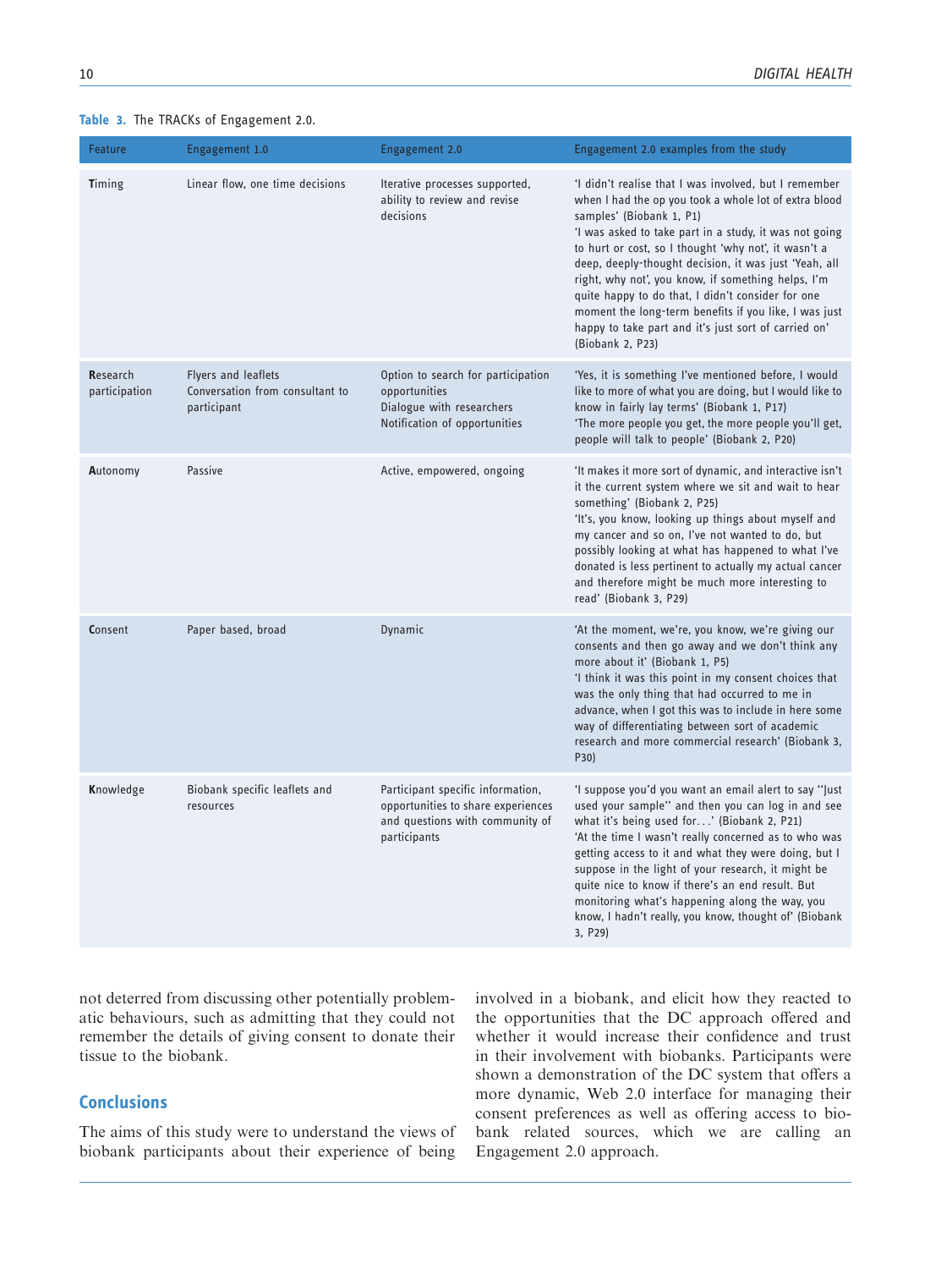**Table 3.** The TRACKs of Engagement 2.0.

| Feature | Engagement 1.0 | Engagement 2.0 | Engagement 2.0 examples from the study |
|---|---|---|---|
| **T**iming | Linear flow, one time decisions | Iterative processes supported, ability to review and revise decisions | 'I didn't realise that I was involved, but I remember when I had the op you took a whole lot of extra blood samples' (Biobank 1, P1)<br>'I was asked to take part in a study, it was not going to hurt or cost, so I thought 'why not', it wasn't a deep, deeply-thought decision, it was just 'Yeah, all right, why not', you know, if something helps, I'm quite happy to do that, I didn't consider for one moment the long-term benefits if you like, I was just happy to take part and it's just sort of carried on' (Biobank 2, P23) |
| **R**esearch participation | Flyers and leaflets<br>Conversation from consultant to participant | Option to search for participation opportunities<br>Dialogue with researchers<br>Notification of opportunities | 'Yes, it is something I've mentioned before, I would like to more of what you are doing, but I would like to know in fairly lay terms' (Biobank 1, P17)<br>'The more people you get, the more people you'll get, people will talk to people' (Biobank 2, P20) |
| **A**utonomy | Passive | Active, empowered, ongoing | 'It makes it more sort of dynamic, and interactive isn't it the current system where we sit and wait to hear something' (Biobank 2, P25)<br>'It's, you know, looking up things about myself and my cancer and so on, I've not wanted to do, but possibly looking at what has happened to what I've donated is less pertinent to actually my actual cancer and therefore might be much more interesting to read' (Biobank 3, P29) |
| **C**onsent | Paper based, broad | Dynamic | 'At the moment, we're, you know, we're giving our consents and then go away and we don't think any more about it' (Biobank 1, P5)<br>'I think it was this point in my consent choices that was the only thing that had occurred to me in advance, when I got this was to include in here some way of differentiating between sort of academic research and more commercial research' (Biobank 3, P30) |
| **K**nowledge | Biobank specific leaflets and resources | Participant specific information, opportunities to share experiences and questions with community of participants | 'I suppose you'd you want an email alert to say "Just used your sample" and then you can log in and see what it's being used for…' (Biobank 2, P21)<br>'At the time I wasn't really concerned as to who was getting access to it and what they were doing, but I suppose in the light of your research, it might be quite nice to know if there's an end result. But monitoring what's happening along the way, you know, I hadn't really, you know, thought of' (Biobank 3, P29) |

not deterred from discussing other potentially problematic behaviours, such as admitting that they could not remember the details of giving consent to donate their tissue to the biobank.

## Conclusions

The aims of this study were to understand the views of biobank participants about their experience of being involved in a biobank, and elicit how they reacted to the opportunities that the DC approach offered and whether it would increase their confidence and trust in their involvement with biobanks. Participants were shown a demonstration of the DC system that offers a more dynamic, Web 2.0 interface for managing their consent preferences as well as offering access to biobank related sources, which we are calling an Engagement 2.0 approach.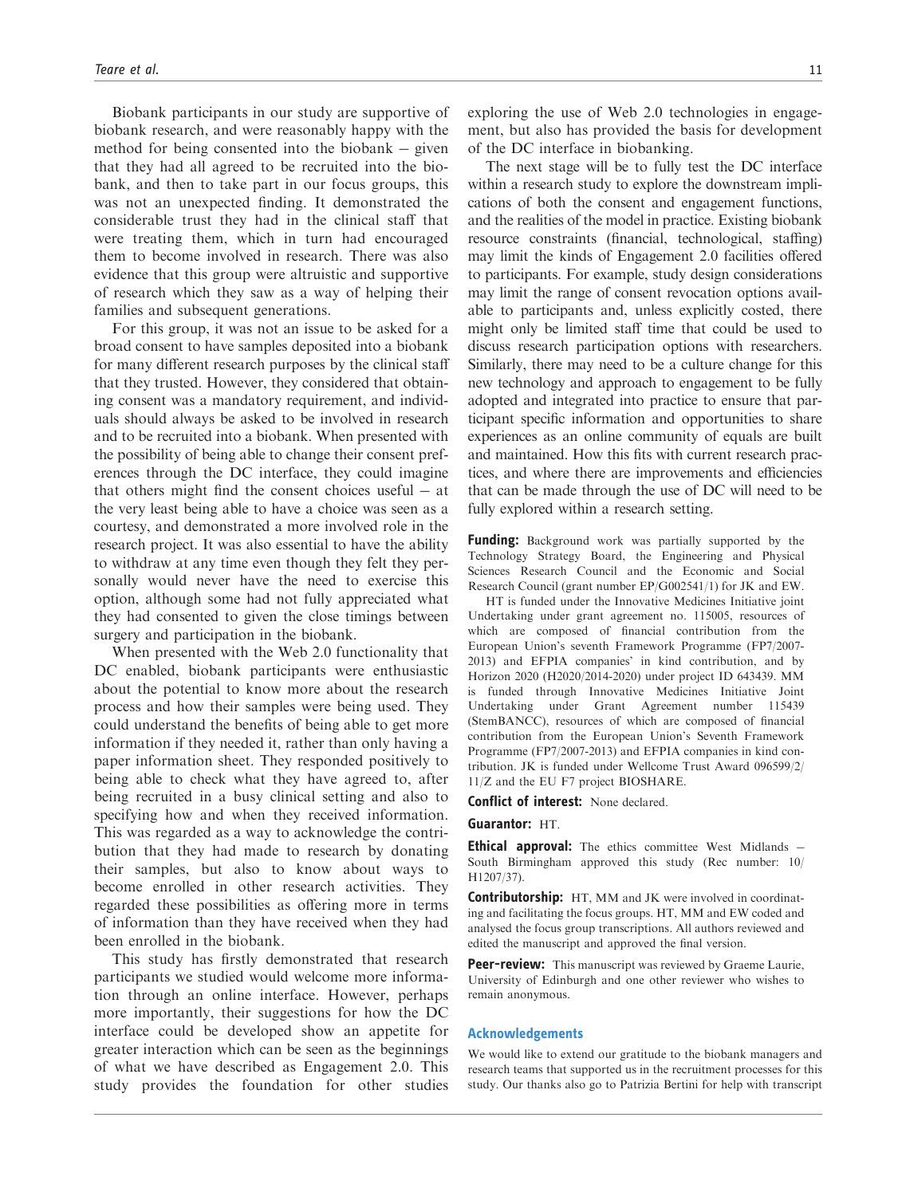Biobank participants in our study are supportive of biobank research, and were reasonably happy with the method for being consented into the biobank – given that they had all agreed to be recruited into the biobank, and then to take part in our focus groups, this was not an unexpected finding. It demonstrated the considerable trust they had in the clinical staff that were treating them, which in turn had encouraged them to become involved in research. There was also evidence that this group were altruistic and supportive of research which they saw as a way of helping their families and subsequent generations.

For this group, it was not an issue to be asked for a broad consent to have samples deposited into a biobank for many different research purposes by the clinical staff that they trusted. However, they considered that obtaining consent was a mandatory requirement, and individuals should always be asked to be involved in research and to be recruited into a biobank. When presented with the possibility of being able to change their consent preferences through the DC interface, they could imagine that others might find the consent choices useful – at the very least being able to have a choice was seen as a courtesy, and demonstrated a more involved role in the research project. It was also essential to have the ability to withdraw at any time even though they felt they personally would never have the need to exercise this option, although some had not fully appreciated what they had consented to given the close timings between surgery and participation in the biobank.

When presented with the Web 2.0 functionality that DC enabled, biobank participants were enthusiastic about the potential to know more about the research process and how their samples were being used. They could understand the benefits of being able to get more information if they needed it, rather than only having a paper information sheet. They responded positively to being able to check what they have agreed to, after being recruited in a busy clinical setting and also to specifying how and when they received information. This was regarded as a way to acknowledge the contribution that they had made to research by donating their samples, but also to know about ways to become enrolled in other research activities. They regarded these possibilities as offering more in terms of information than they have received when they had been enrolled in the biobank.

This study has firstly demonstrated that research participants we studied would welcome more information through an online interface. However, perhaps more importantly, their suggestions for how the DC interface could be developed show an appetite for greater interaction which can be seen as the beginnings of what we have described as Engagement 2.0. This study provides the foundation for other studies exploring the use of Web 2.0 technologies in engagement, but also has provided the basis for development of the DC interface in biobanking.

The next stage will be to fully test the DC interface within a research study to explore the downstream implications of both the consent and engagement functions, and the realities of the model in practice. Existing biobank resource constraints (financial, technological, staffing) may limit the kinds of Engagement 2.0 facilities offered to participants. For example, study design considerations may limit the range of consent revocation options available to participants and, unless explicitly costed, there might only be limited staff time that could be used to discuss research participation options with researchers. Similarly, there may need to be a culture change for this new technology and approach to engagement to be fully adopted and integrated into practice to ensure that participant specific information and opportunities to share experiences as an online community of equals are built and maintained. How this fits with current research practices, and where there are improvements and efficiencies that can be made through the use of DC will need to be fully explored within a research setting.

**Funding:** Background work was partially supported by the Technology Strategy Board, the Engineering and Physical Sciences Research Council and the Economic and Social Research Council (grant number EP/G002541/1) for JK and EW.

HT is funded under the Innovative Medicines Initiative joint Undertaking under grant agreement no. 115005, resources of which are composed of financial contribution from the European Union's seventh Framework Programme (FP7/2007-2013) and EFPIA companies' in kind contribution, and by Horizon 2020 (H2020/2014-2020) under project ID 643439. MM is funded through Innovative Medicines Initiative Joint Undertaking under Grant Agreement number 115439 (StemBANCC), resources of which are composed of financial contribution from the European Union's Seventh Framework Programme (FP7/2007-2013) and EFPIA companies in kind contribution. JK is funded under Wellcome Trust Award 096599/2/11/Z and the EU F7 project BIOSHARE.

**Conflict of interest:** None declared.

**Guarantor:** HT.

**Ethical approval:** The ethics committee West Midlands – South Birmingham approved this study (Rec number: 10/H1207/37).

**Contributorship:** HT, MM and JK were involved in coordinating and facilitating the focus groups. HT, MM and EW coded and analysed the focus group transcriptions. All authors reviewed and edited the manuscript and approved the final version.

**Peer-review:** This manuscript was reviewed by Graeme Laurie, University of Edinburgh and one other reviewer who wishes to remain anonymous.

## Acknowledgements

We would like to extend our gratitude to the biobank managers and research teams that supported us in the recruitment processes for this study. Our thanks also go to Patrizia Bertini for help with transcript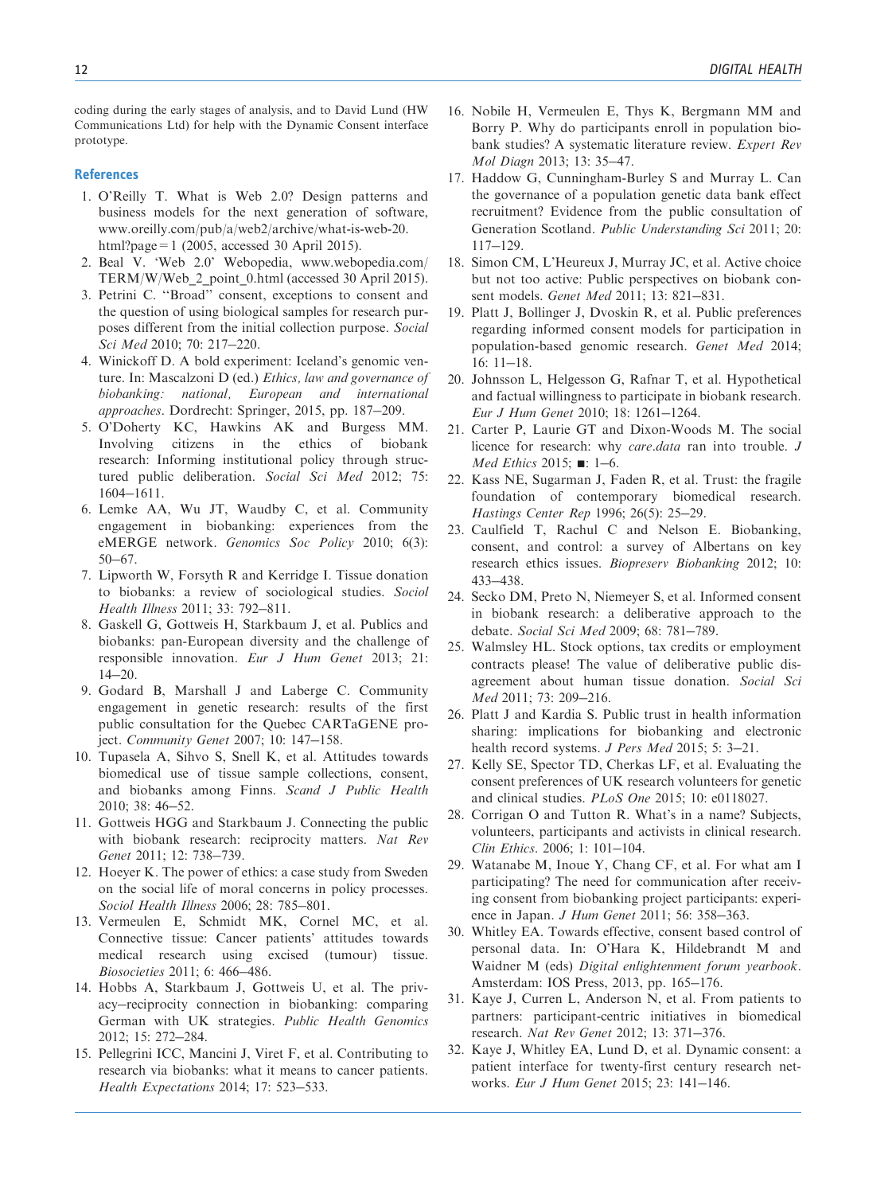coding during the early stages of analysis, and to David Lund (HW Communications Ltd) for help with the Dynamic Consent interface prototype.

## References

1. O'Reilly T. What is Web 2.0? Design patterns and business models for the next generation of software, www.oreilly.com/pub/a/web2/archive/what-is-web-20.html?page=1 (2005, accessed 30 April 2015).
2. Beal V. 'Web 2.0' Webopedia, www.webopedia.com/TERM/W/Web_2_point_0.html (accessed 30 April 2015).
3. Petrini C. ''Broad'' consent, exceptions to consent and the question of using biological samples for research purposes different from the initial collection purpose. *Social Sci Med* 2010; 70: 217–220.
4. Winickoff D. A bold experiment: Iceland's genomic venture. In: Mascalzoni D (ed.) *Ethics, law and governance of biobanking: national, European and international approaches*. Dordrecht: Springer, 2015, pp. 187–209.
5. O'Doherty KC, Hawkins AK and Burgess MM. Involving citizens in the ethics of biobank research: Informing institutional policy through structured public deliberation. *Social Sci Med* 2012; 75: 1604–1611.
6. Lemke AA, Wu JT, Waudby C, et al. Community engagement in biobanking: experiences from the eMERGE network. *Genomics Soc Policy* 2010; 6(3): 50–67.
7. Lipworth W, Forsyth R and Kerridge I. Tissue donation to biobanks: a review of sociological studies. *Sociol Health Illness* 2011; 33: 792–811.
8. Gaskell G, Gottweis H, Starkbaum J, et al. Publics and biobanks: pan-European diversity and the challenge of responsible innovation. *Eur J Hum Genet* 2013; 21: 14–20.
9. Godard B, Marshall J and Laberge C. Community engagement in genetic research: results of the first public consultation for the Quebec CARTaGENE project. *Community Genet* 2007; 10: 147–158.
10. Tupasela A, Sihvo S, Snell K, et al. Attitudes towards biomedical use of tissue sample collections, consent, and biobanks among Finns. *Scand J Public Health* 2010; 38: 46–52.
11. Gottweis HGG and Starkbaum J. Connecting the public with biobank research: reciprocity matters. *Nat Rev Genet* 2011; 12: 738–739.
12. Hoeyer K. The power of ethics: a case study from Sweden on the social life of moral concerns in policy processes. *Sociol Health Illness* 2006; 28: 785–801.
13. Vermeulen E, Schmidt MK, Cornel MC, et al. Connective tissue: Cancer patients' attitudes towards medical research using excised (tumour) tissue. *Biosocieties* 2011; 6: 466–486.
14. Hobbs A, Starkbaum J, Gottweis U, et al. The privacy–reciprocity connection in biobanking: comparing German with UK strategies. *Public Health Genomics* 2012; 15: 272–284.
15. Pellegrini ICC, Mancini J, Viret F, et al. Contributing to research via biobanks: what it means to cancer patients. *Health Expectations* 2014; 17: 523–533.
16. Nobile H, Vermeulen E, Thys K, Bergmann MM and Borry P. Why do participants enroll in population biobank studies? A systematic literature review. *Expert Rev Mol Diagn* 2013; 13: 35–47.
17. Haddow G, Cunningham-Burley S and Murray L. Can the governance of a population genetic data bank effect recruitment? Evidence from the public consultation of Generation Scotland. *Public Understanding Sci* 2011; 20: 117–129.
18. Simon CM, L'Heureux J, Murray JC, et al. Active choice but not too active: Public perspectives on biobank consent models. *Genet Med* 2011; 13: 821–831.
19. Platt J, Bollinger J, Dvoskin R, et al. Public preferences regarding informed consent models for participation in population-based genomic research. *Genet Med* 2014; 16: 11–18.
20. Johnsson L, Helgesson G, Rafnar T, et al. Hypothetical and factual willingness to participate in biobank research. *Eur J Hum Genet* 2010; 18: 1261–1264.
21. Carter P, Laurie GT and Dixon-Woods M. The social licence for research: why *care.data* ran into trouble. *J Med Ethics* 2015; ■: 1–6.
22. Kass NE, Sugarman J, Faden R, et al. Trust: the fragile foundation of contemporary biomedical research. *Hastings Center Rep* 1996; 26(5): 25–29.
23. Caulfield T, Rachul C and Nelson E. Biobanking, consent, and control: a survey of Albertans on key research ethics issues. *Biopreserv Biobanking* 2012; 10: 433–438.
24. Secko DM, Preto N, Niemeyer S, et al. Informed consent in biobank research: a deliberative approach to the debate. *Social Sci Med* 2009; 68: 781–789.
25. Walmsley HL. Stock options, tax credits or employment contracts please! The value of deliberative public disagreement about human tissue donation. *Social Sci Med* 2011; 73: 209–216.
26. Platt J and Kardia S. Public trust in health information sharing: implications for biobanking and electronic health record systems. *J Pers Med* 2015; 5: 3–21.
27. Kelly SE, Spector TD, Cherkas LF, et al. Evaluating the consent preferences of UK research volunteers for genetic and clinical studies. *PLoS One* 2015; 10: e0118027.
28. Corrigan O and Tutton R. What's in a name? Subjects, volunteers, participants and activists in clinical research. *Clin Ethics*. 2006; 1: 101–104.
29. Watanabe M, Inoue Y, Chang CF, et al. For what am I participating? The need for communication after receiving consent from biobanking project participants: experience in Japan. *J Hum Genet* 2011; 56: 358–363.
30. Whitley EA. Towards effective, consent based control of personal data. In: O'Hara K, Hildebrandt M and Waidner M (eds) *Digital enlightenment forum yearbook*. Amsterdam: IOS Press, 2013, pp. 165–176.
31. Kaye J, Curren L, Anderson N, et al. From patients to partners: participant-centric initiatives in biomedical research. *Nat Rev Genet* 2012; 13: 371–376.
32. Kaye J, Whitley EA, Lund D, et al. Dynamic consent: a patient interface for twenty-first century research networks. *Eur J Hum Genet* 2015; 23: 141–146.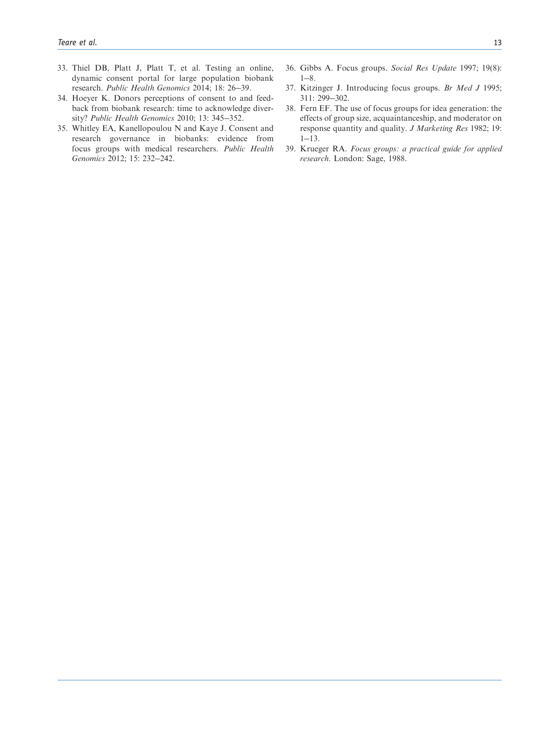33. Thiel DB, Platt J, Platt T, et al. Testing an online, dynamic consent portal for large population biobank research. *Public Health Genomics* 2014; 18: 26–39.
34. Hoeyer K. Donors perceptions of consent to and feedback from biobank research: time to acknowledge diversity? *Public Health Genomics* 2010; 13: 345–352.
35. Whitley EA, Kanellopoulou N and Kaye J. Consent and research governance in biobanks: evidence from focus groups with medical researchers. *Public Health Genomics* 2012; 15: 232–242.
36. Gibbs A. Focus groups. *Social Res Update* 1997; 19(8): 1–8.
37. Kitzinger J. Introducing focus groups. *Br Med J* 1995; 311: 299–302.
38. Fern EF. The use of focus groups for idea generation: the effects of group size, acquaintanceship, and moderator on response quantity and quality. *J Marketing Res* 1982; 19: 1–13.
39. Krueger RA. *Focus groups: a practical guide for applied research*. London: Sage, 1988.